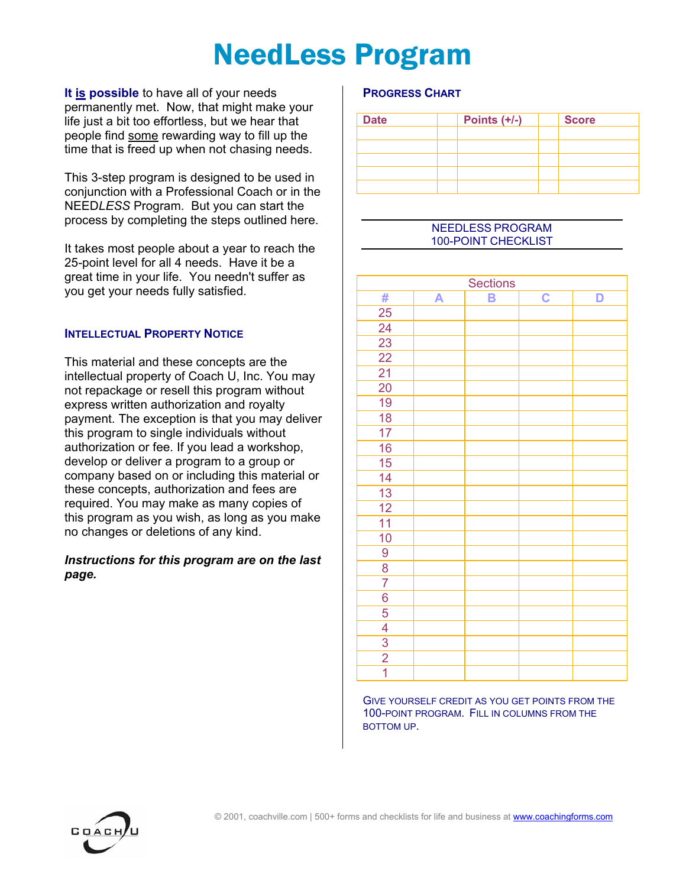# NeedLess Program

**It is possible** to have all of your needs permanently met. Now, that might make your life just a bit too effortless, but we hear that people find some rewarding way to fill up the time that is freed up when not chasing needs.

This 3-step program is designed to be used in conjunction with a Professional Coach or in the NEED*LESS* Program. But you can start the process by completing the steps outlined here.

It takes most people about a year to reach the 25-point level for all 4 needs. Have it be a great time in your life. You needn't suffer as you get your needs fully satisfied.

### Intellectual Property Notice

This material and these concepts are the intellectual property of Coach U, Inc. You may not repackage or resell this program without express written authorization and royalty payment. The exception is that you may deliver this program to single individuals without authorization or fee. If you lead a workshop, develop or deliver a program to a group or company based on or including this material or these concepts, authorization and fees are required. You may make as many copies of this program as you wish, as long as you make no changes or deletions of any kind.

***Instructions for this program are on the last page.***

### Progress Chart

| Date | | Points (+/-) | | Score |
|---|---|---|---|---|
| | | | | |
| | | | | |
| | | | | |
| | | | | |
| | | | | |

NEEDLESS PROGRAM
100-POINT CHECKLIST

| Sections | | | | |
|---|---|---|---|---|
| # | A | B | C | D |
| 25 | | | | |
| 24 | | | | |
| 23 | | | | |
| 22 | | | | |
| 21 | | | | |
| 20 | | | | |
| 19 | | | | |
| 18 | | | | |
| 17 | | | | |
| 16 | | | | |
| 15 | | | | |
| 14 | | | | |
| 13 | | | | |
| 12 | | | | |
| 11 | | | | |
| 10 | | | | |
| 9 | | | | |
| 8 | | | | |
| 7 | | | | |
| 6 | | | | |
| 5 | | | | |
| 4 | | | | |
| 3 | | | | |
| 2 | | | | |
| 1 | | | | |

Give yourself credit as you get points from the 100-point program. Fill in columns from the bottom up.

© 2001, coachville.com | 500+ forms and checklists for life and business at www.coachingforms.com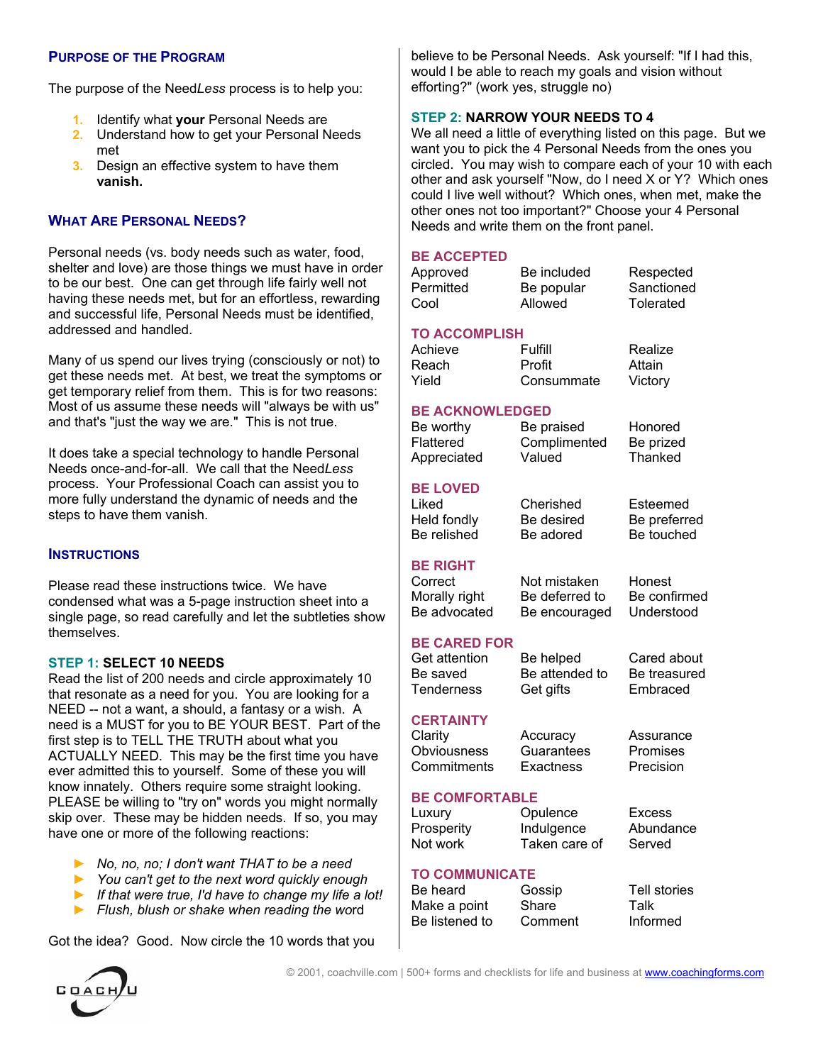## Purpose of the Program

The purpose of the Need*Less* process is to help you:

1. Identify what **your** Personal Needs are
2. Understand how to get your Personal Needs met
3. Design an effective system to have them **vanish.**

## What Are Personal Needs?

Personal needs (vs. body needs such as water, food, shelter and love) are those things we must have in order to be our best. One can get through life fairly well not having these needs met, but for an effortless, rewarding and successful life, Personal Needs must be identified, addressed and handled.

Many of us spend our lives trying (consciously or not) to get these needs met. At best, we treat the symptoms or get temporary relief from them. This is for two reasons: Most of us assume these needs will "always be with us" and that's "just the way we are." This is not true.

It does take a special technology to handle Personal Needs once-and-for-all. We call that the Need*Less* process. Your Professional Coach can assist you to more fully understand the dynamic of needs and the steps to have them vanish.

## Instructions

Please read these instructions twice. We have condensed what was a 5-page instruction sheet into a single page, so read carefully and let the subtleties show themselves.

### STEP 1: SELECT 10 NEEDS

Read the list of 200 needs and circle approximately 10 that resonate as a need for you. You are looking for a NEED -- not a want, a should, a fantasy or a wish. A need is a MUST for you to BE YOUR BEST. Part of the first step is to TELL THE TRUTH about what you ACTUALLY NEED. This may be the first time you have ever admitted this to yourself. Some of these you will know innately. Others require some straight looking. PLEASE be willing to "try on" words you might normally skip over. These may be hidden needs. If so, you may have one or more of the following reactions:

- *No, no, no; I don't want THAT to be a need*
- *You can't get to the next word quickly enough*
- *If that were true, I'd have to change my life a lot!*
- *Flush, blush or shake when reading the word*

Got the idea? Good. Now circle the 10 words that you believe to be Personal Needs. Ask yourself: "If I had this, would I be able to reach my goals and vision without efforting?" (work yes, struggle no)

### STEP 2: NARROW YOUR NEEDS TO 4

We all need a little of everything listed on this page. But we want you to pick the 4 Personal Needs from the ones you circled. You may wish to compare each of your 10 with each other and ask yourself "Now, do I need X or Y? Which ones could I live well without? Which ones, when met, make the other ones not too important?" Choose your 4 Personal Needs and write them on the front panel.

#### BE ACCEPTED

| | | |
|---|---|---|
| Approved | Be included | Respected |
| Permitted | Be popular | Sanctioned |
| Cool | Allowed | Tolerated |

#### TO ACCOMPLISH

| | | |
|---|---|---|
| Achieve | Fulfill | Realize |
| Reach | Profit | Attain |
| Yield | Consummate | Victory |

#### BE ACKNOWLEDGED

| | | |
|---|---|---|
| Be worthy | Be praised | Honored |
| Flattered | Complimented | Be prized |
| Appreciated | Valued | Thanked |

#### BE LOVED

| | | |
|---|---|---|
| Liked | Cherished | Esteemed |
| Held fondly | Be desired | Be preferred |
| Be relished | Be adored | Be touched |

#### BE RIGHT

| | | |
|---|---|---|
| Correct | Not mistaken | Honest |
| Morally right | Be deferred to | Be confirmed |
| Be advocated | Be encouraged | Understood |

#### BE CARED FOR

| | | |
|---|---|---|
| Get attention | Be helped | Cared about |
| Be saved | Be attended to | Be treasured |
| Tenderness | Get gifts | Embraced |

#### CERTAINTY

| | | |
|---|---|---|
| Clarity | Accuracy | Assurance |
| Obviousness | Guarantees | Promises |
| Commitments | Exactness | Precision |

#### BE COMFORTABLE

| | | |
|---|---|---|
| Luxury | Opulence | Excess |
| Prosperity | Indulgence | Abundance |
| Not work | Taken care of | Served |

#### TO COMMUNICATE

| | | |
|---|---|---|
| Be heard | Gossip | Tell stories |
| Make a point | Share | Talk |
| Be listened to | Comment | Informed |

© 2001, coachville.com | 500+ forms and checklists for life and business at www.coachingforms.com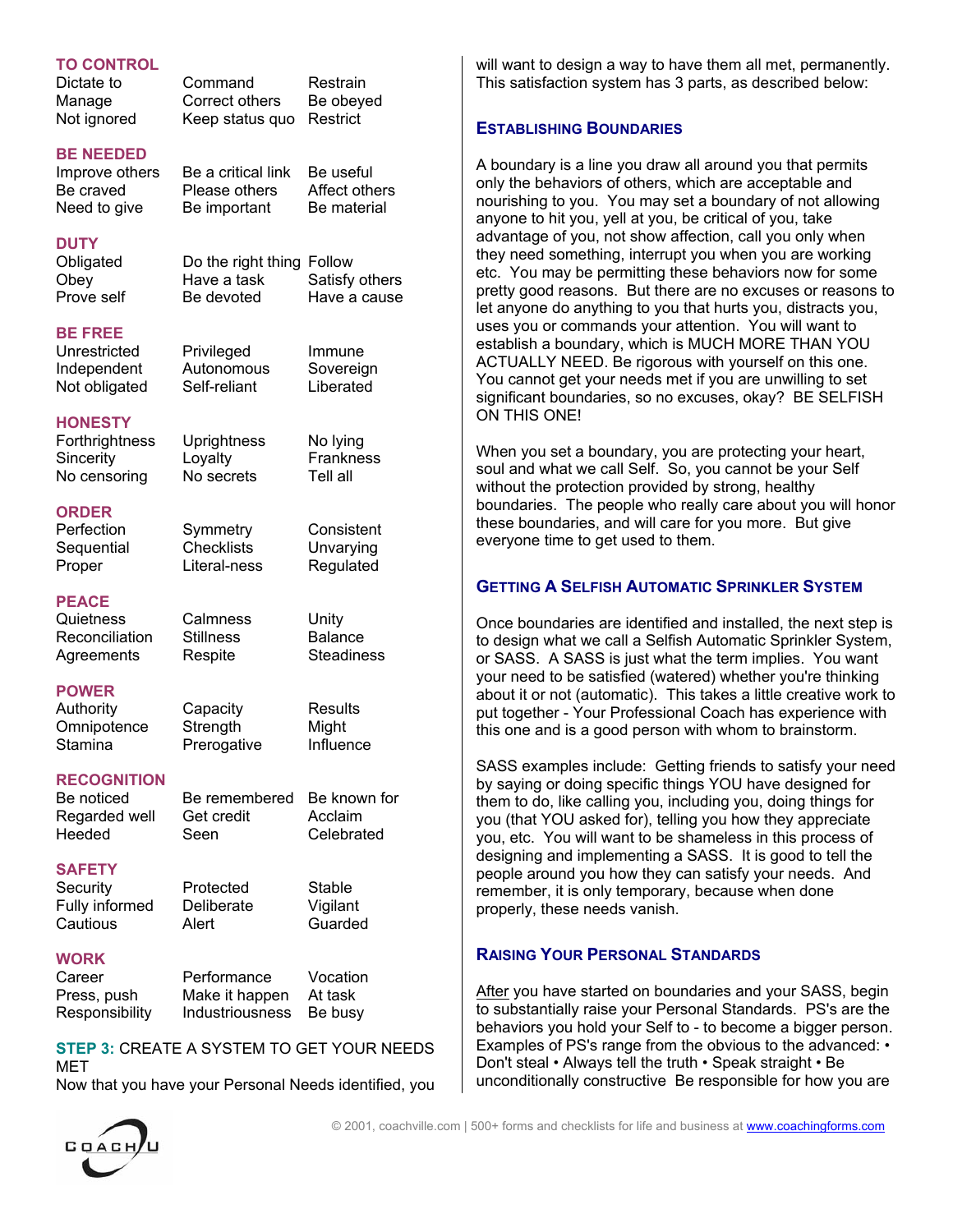### TO CONTROL

| | | |
|---|---|---|
| Dictate to | Command | Restrain |
| Manage | Correct others | Be obeyed |
| Not ignored | Keep status quo | Restrict |

### BE NEEDED

| | | |
|---|---|---|
| Improve others | Be a critical link | Be useful |
| Be craved | Please others | Affect others |
| Need to give | Be important | Be material |

### DUTY

| | | |
|---|---|---|
| Obligated | Do the right thing | Follow |
| Obey | Have a task | Satisfy others |
| Prove self | Be devoted | Have a cause |

### BE FREE

| | | |
|---|---|---|
| Unrestricted | Privileged | Immune |
| Independent | Autonomous | Sovereign |
| Not obligated | Self-reliant | Liberated |

### HONESTY

| | | |
|---|---|---|
| Forthrightness | Uprightness | No lying |
| Sincerity | Loyalty | Frankness |
| No censoring | No secrets | Tell all |

### ORDER

| | | |
|---|---|---|
| Perfection | Symmetry | Consistent |
| Sequential | Checklists | Unvarying |
| Proper | Literal-ness | Regulated |

### PEACE

| | | |
|---|---|---|
| Quietness | Calmness | Unity |
| Reconciliation | Stillness | Balance |
| Agreements | Respite | Steadiness |

### POWER

| | | |
|---|---|---|
| Authority | Capacity | Results |
| Omnipotence | Strength | Might |
| Stamina | Prerogative | Influence |

### RECOGNITION

| | | |
|---|---|---|
| Be noticed | Be remembered | Be known for |
| Regarded well | Get credit | Acclaim |
| Heeded | Seen | Celebrated |

### SAFETY

| | | |
|---|---|---|
| Security | Protected | Stable |
| Fully informed | Deliberate | Vigilant |
| Cautious | Alert | Guarded |

### WORK

| | | |
|---|---|---|
| Career | Performance | Vocation |
| Press, push | Make it happen | At task |
| Responsibility | Industriousness | Be busy |

## STEP 3: CREATE A SYSTEM TO GET YOUR NEEDS MET

Now that you have your Personal Needs identified, you will want to design a way to have them all met, permanently. This satisfaction system has 3 parts, as described below:

### ESTABLISHING BOUNDARIES

A boundary is a line you draw all around you that permits only the behaviors of others, which are acceptable and nourishing to you. You may set a boundary of not allowing anyone to hit you, yell at you, be critical of you, take advantage of you, not show affection, call you only when they need something, interrupt you when you are working etc. You may be permitting these behaviors now for some pretty good reasons. But there are no excuses or reasons to let anyone do anything to you that hurts you, distracts you, uses you or commands your attention. You will want to establish a boundary, which is MUCH MORE THAN YOU ACTUALLY NEED. Be rigorous with yourself on this one. You cannot get your needs met if you are unwilling to set significant boundaries, so no excuses, okay? BE SELFISH ON THIS ONE!

When you set a boundary, you are protecting your heart, soul and what we call Self. So, you cannot be your Self without the protection provided by strong, healthy boundaries. The people who really care about you will honor these boundaries, and will care for you more. But give everyone time to get used to them.

### GETTING A SELFISH AUTOMATIC SPRINKLER SYSTEM

Once boundaries are identified and installed, the next step is to design what we call a Selfish Automatic Sprinkler System, or SASS. A SASS is just what the term implies. You want your need to be satisfied (watered) whether you're thinking about it or not (automatic). This takes a little creative work to put together - Your Professional Coach has experience with this one and is a good person with whom to brainstorm.

SASS examples include: Getting friends to satisfy your need by saying or doing specific things YOU have designed for them to do, like calling you, including you, doing things for you (that YOU asked for), telling you how they appreciate you, etc. You will want to be shameless in this process of designing and implementing a SASS. It is good to tell the people around you how they can satisfy your needs. And remember, it is only temporary, because when done properly, these needs vanish.

### RAISING YOUR PERSONAL STANDARDS

After you have started on boundaries and your SASS, begin to substantially raise your Personal Standards. PS's are the behaviors you hold your Self to - to become a bigger person. Examples of PS's range from the obvious to the advanced: • Don't steal • Always tell the truth • Speak straight • Be unconditionally constructive Be responsible for how you are

© 2001, coachville.com | 500+ forms and checklists for life and business at www.coachingforms.com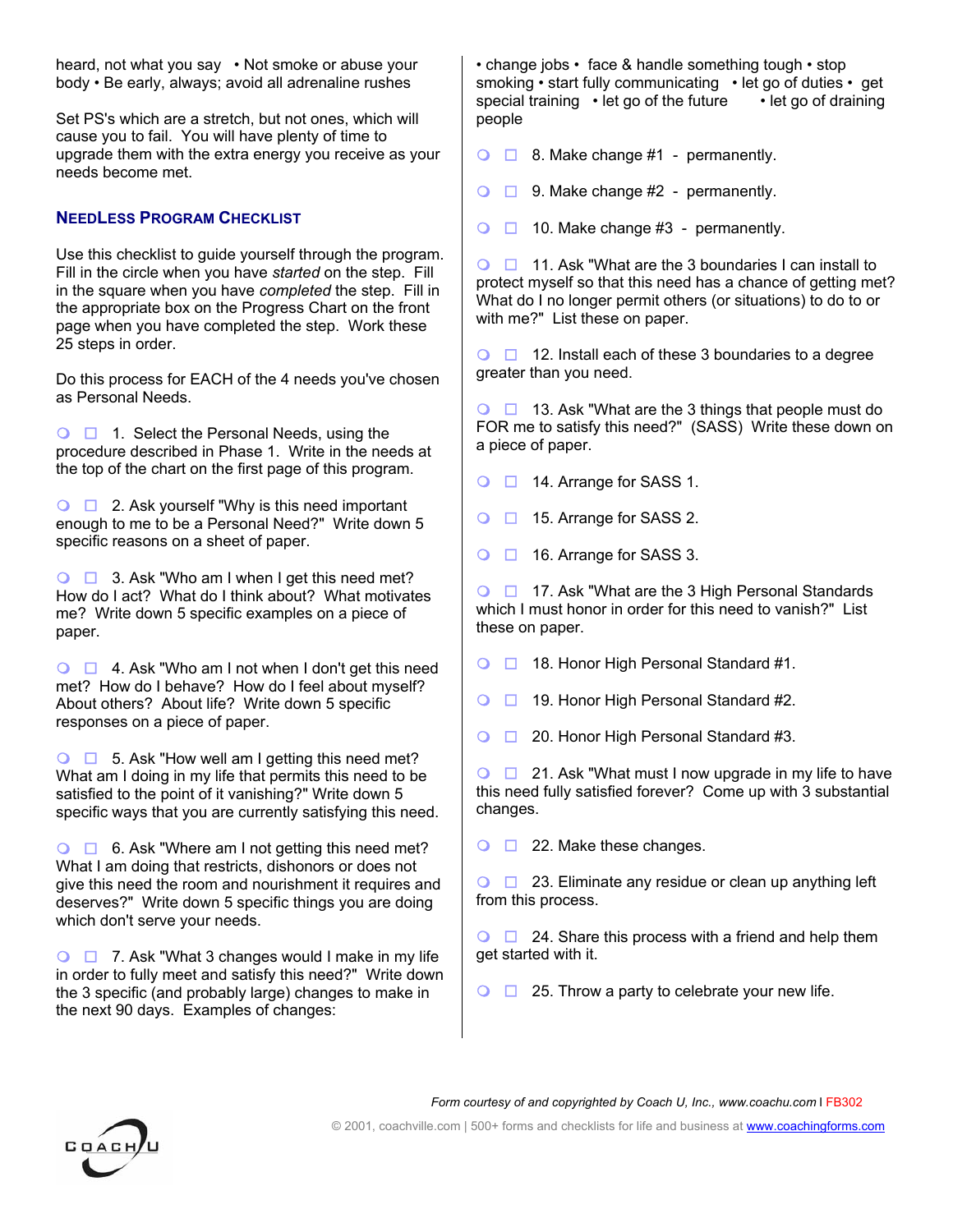heard, not what you say • Not smoke or abuse your body • Be early, always; avoid all adrenaline rushes

Set PS's which are a stretch, but not ones, which will cause you to fail. You will have plenty of time to upgrade them with the extra energy you receive as your needs become met.

## NeedLess Program Checklist

Use this checklist to guide yourself through the program. Fill in the circle when you have *started* on the step. Fill in the square when you have *completed* the step. Fill in the appropriate box on the Progress Chart on the front page when you have completed the step. Work these 25 steps in order.

Do this process for EACH of the 4 needs you've chosen as Personal Needs.

❍ ☐ 1. Select the Personal Needs, using the procedure described in Phase 1. Write in the needs at the top of the chart on the first page of this program.

❍ ☐ 2. Ask yourself "Why is this need important enough to me to be a Personal Need?" Write down 5 specific reasons on a sheet of paper.

❍ ☐ 3. Ask "Who am I when I get this need met? How do I act? What do I think about? What motivates me? Write down 5 specific examples on a piece of paper.

❍ ☐ 4. Ask "Who am I not when I don't get this need met? How do I behave? How do I feel about myself? About others? About life? Write down 5 specific responses on a piece of paper.

❍ ☐ 5. Ask "How well am I getting this need met? What am I doing in my life that permits this need to be satisfied to the point of it vanishing?" Write down 5 specific ways that you are currently satisfying this need.

❍ ☐ 6. Ask "Where am I not getting this need met? What I am doing that restricts, dishonors or does not give this need the room and nourishment it requires and deserves?" Write down 5 specific things you are doing which don't serve your needs.

❍ ☐ 7. Ask "What 3 changes would I make in my life in order to fully meet and satisfy this need?" Write down the 3 specific (and probably large) changes to make in the next 90 days. Examples of changes:

• change jobs • face & handle something tough • stop smoking • start fully communicating • let go of duties • get special training • let go of the future • let go of draining people

❍ ☐ 8. Make change #1 - permanently.

❍ ☐ 9. Make change #2 - permanently.

❍ ☐ 10. Make change #3 - permanently.

❍ ☐ 11. Ask "What are the 3 boundaries I can install to protect myself so that this need has a chance of getting met? What do I no longer permit others (or situations) to do to or with me?" List these on paper.

❍ ☐ 12. Install each of these 3 boundaries to a degree greater than you need.

❍ ☐ 13. Ask "What are the 3 things that people must do FOR me to satisfy this need?" (SASS) Write these down on a piece of paper.

❍ ☐ 14. Arrange for SASS 1.

❍ ☐ 15. Arrange for SASS 2.

❍ ☐ 16. Arrange for SASS 3.

❍ ☐ 17. Ask "What are the 3 High Personal Standards which I must honor in order for this need to vanish?" List these on paper.

❍ ☐ 18. Honor High Personal Standard #1.

❍ ☐ 19. Honor High Personal Standard #2.

❍ ☐ 20. Honor High Personal Standard #3.

❍ ☐ 21. Ask "What must I now upgrade in my life to have this need fully satisfied forever? Come up with 3 substantial changes.

❍ ☐ 22. Make these changes.

❍ ☐ 23. Eliminate any residue or clean up anything left from this process.

❍ ☐ 24. Share this process with a friend and help them get started with it.

❍ ☐ 25. Throw a party to celebrate your new life.

*Form courtesy of and copyrighted by Coach U, Inc., www.coachu.com* | FB302

© 2001, coachville.com | 500+ forms and checklists for life and business at www.coachingforms.com

COACH U